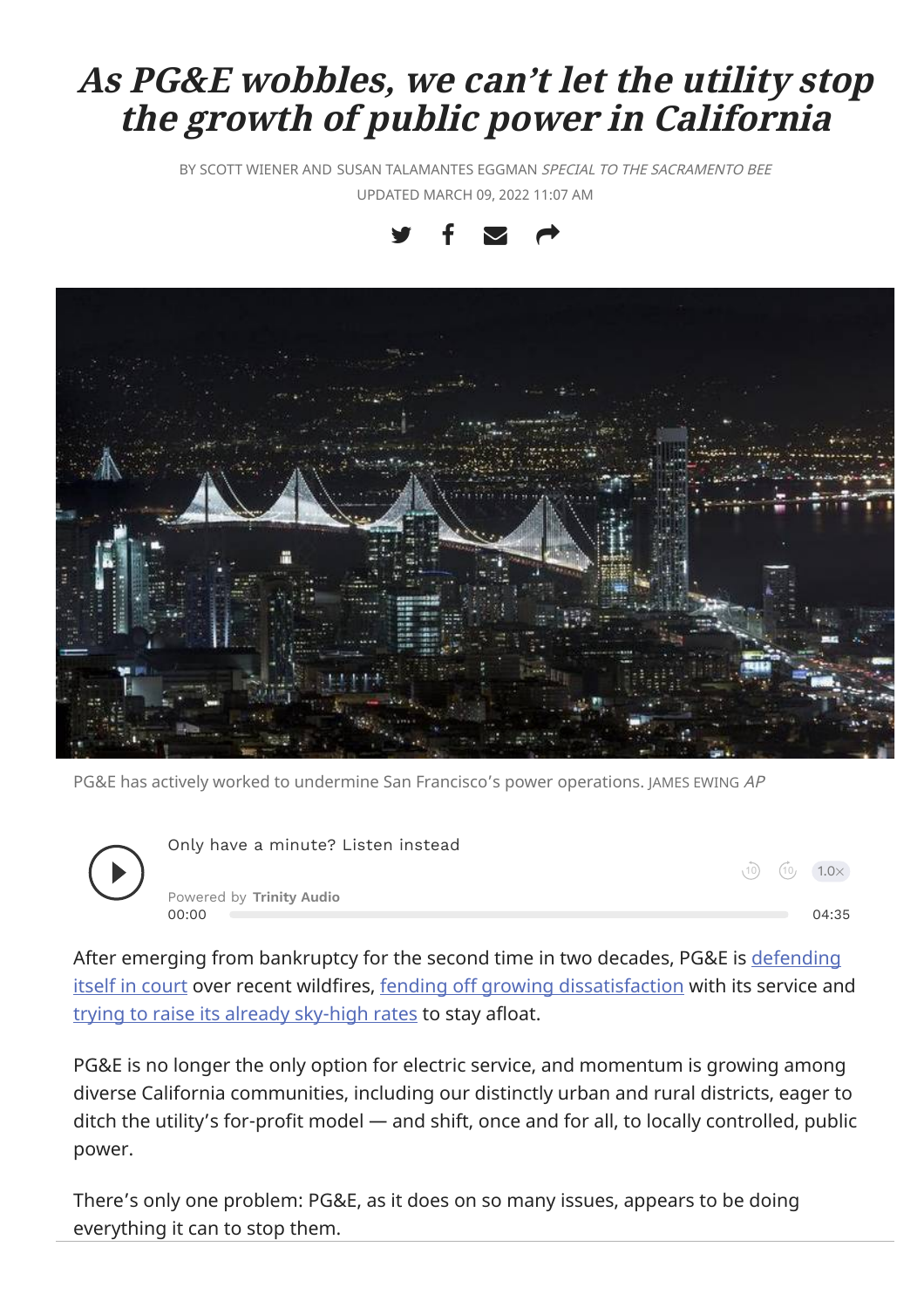# *As PG&E wobbles, we can't let the utility stop the growth of public power in California*

BY SCOTT WIENER AND SUSAN TALAMANTES EGGMAN *SPECIAL TO THE SACRAMENTO BEE*

UPDATED MARCH 09, 2022 11:07 AM

PG&E has actively worked to undermine San Francisco's power operations. JAMES EWING *AP*

After emerging from bankruptcy for the second time in two decades, PG&E is defending itself in court over recent wildfires, fending off growing dissatisfaction with its service and trying to raise its already sky-high rates to stay afloat.

PG&E is no longer the only option for electric service, and momentum is growing among diverse California communities, including our distinctly urban and rural districts, eager to ditch the utility's for-profit model — and shift, once and for all, to locally controlled, public power.

There's only one problem: PG&E, as it does on so many issues, appears to be doing everything it can to stop them.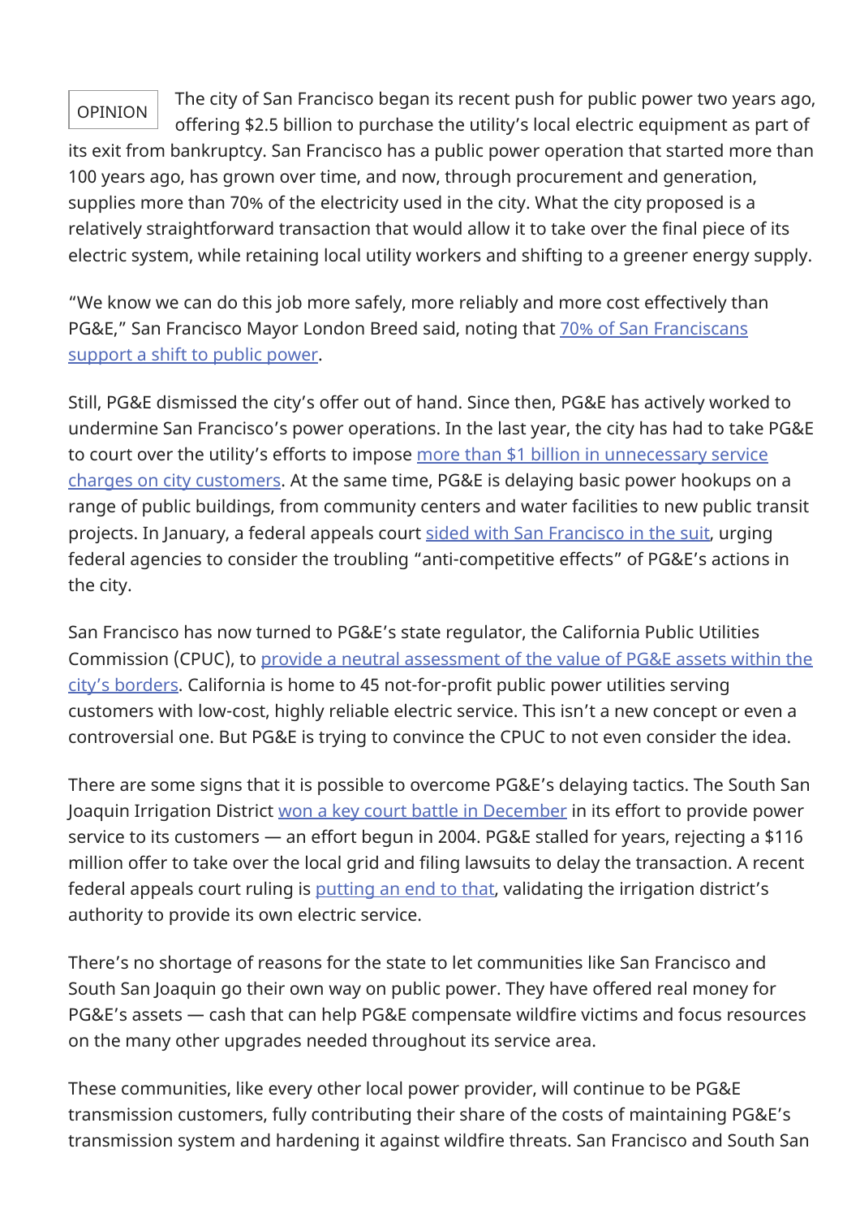OPINION

The city of San Francisco began its recent push for public power two years ago, offering $2.5 billion to purchase the utility's local electric equipment as part of its exit from bankruptcy. San Francisco has a public power operation that started more than 100 years ago, has grown over time, and now, through procurement and generation, supplies more than 70% of the electricity used in the city. What the city proposed is a relatively straightforward transaction that would allow it to take over the final piece of its electric system, while retaining local utility workers and shifting to a greener energy supply.

"We know we can do this job more safely, more reliably and more cost effectively than PG&E," San Francisco Mayor London Breed said, noting that 70% of San Franciscans support a shift to public power.

Still, PG&E dismissed the city's offer out of hand. Since then, PG&E has actively worked to undermine San Francisco's power operations. In the last year, the city has had to take PG&E to court over the utility's efforts to impose more than $1 billion in unnecessary service charges on city customers. At the same time, PG&E is delaying basic power hookups on a range of public buildings, from community centers and water facilities to new public transit projects. In January, a federal appeals court sided with San Francisco in the suit, urging federal agencies to consider the troubling "anti-competitive effects" of PG&E's actions in the city.

San Francisco has now turned to PG&E's state regulator, the California Public Utilities Commission (CPUC), to provide a neutral assessment of the value of PG&E assets within the city's borders. California is home to 45 not-for-profit public power utilities serving customers with low-cost, highly reliable electric service. This isn't a new concept or even a controversial one. But PG&E is trying to convince the CPUC to not even consider the idea.

There are some signs that it is possible to overcome PG&E's delaying tactics. The South San Joaquin Irrigation District won a key court battle in December in its effort to provide power service to its customers — an effort begun in 2004. PG&E stalled for years, rejecting a $116 million offer to take over the local grid and filing lawsuits to delay the transaction. A recent federal appeals court ruling is putting an end to that, validating the irrigation district's authority to provide its own electric service.

There's no shortage of reasons for the state to let communities like San Francisco and South San Joaquin go their own way on public power. They have offered real money for PG&E's assets — cash that can help PG&E compensate wildfire victims and focus resources on the many other upgrades needed throughout its service area.

These communities, like every other local power provider, will continue to be PG&E transmission customers, fully contributing their share of the costs of maintaining PG&E's transmission system and hardening it against wildfire threats. San Francisco and South San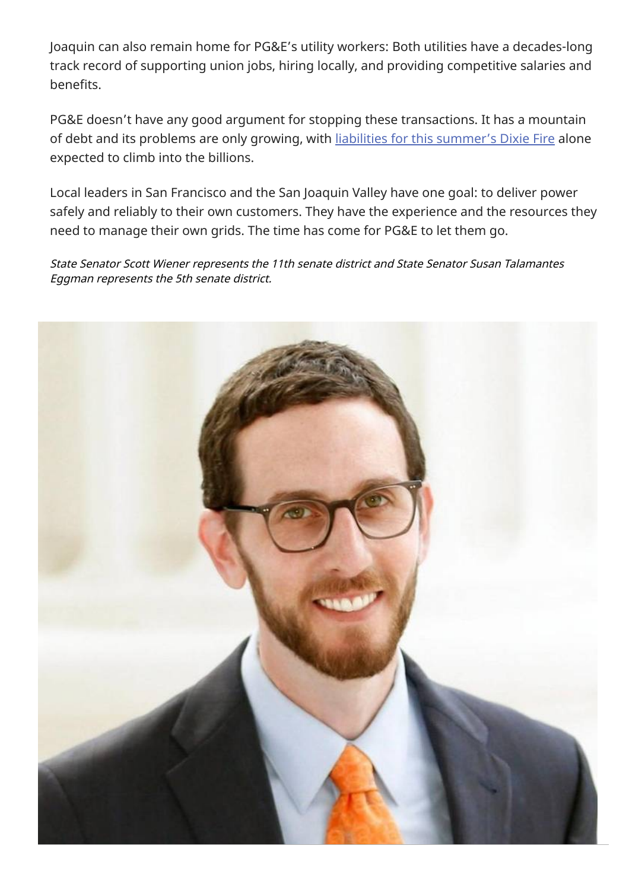Joaquin can also remain home for PG&E's utility workers: Both utilities have a decades-long track record of supporting union jobs, hiring locally, and providing competitive salaries and benefits.

PG&E doesn't have any good argument for stopping these transactions. It has a mountain of debt and its problems are only growing, with liabilities for this summer's Dixie Fire alone expected to climb into the billions.

Local leaders in San Francisco and the San Joaquin Valley have one goal: to deliver power safely and reliably to their own customers. They have the experience and the resources they need to manage their own grids. The time has come for PG&E to let them go.

*State Senator Scott Wiener represents the 11th senate district and State Senator Susan Talamantes Eggman represents the 5th senate district.*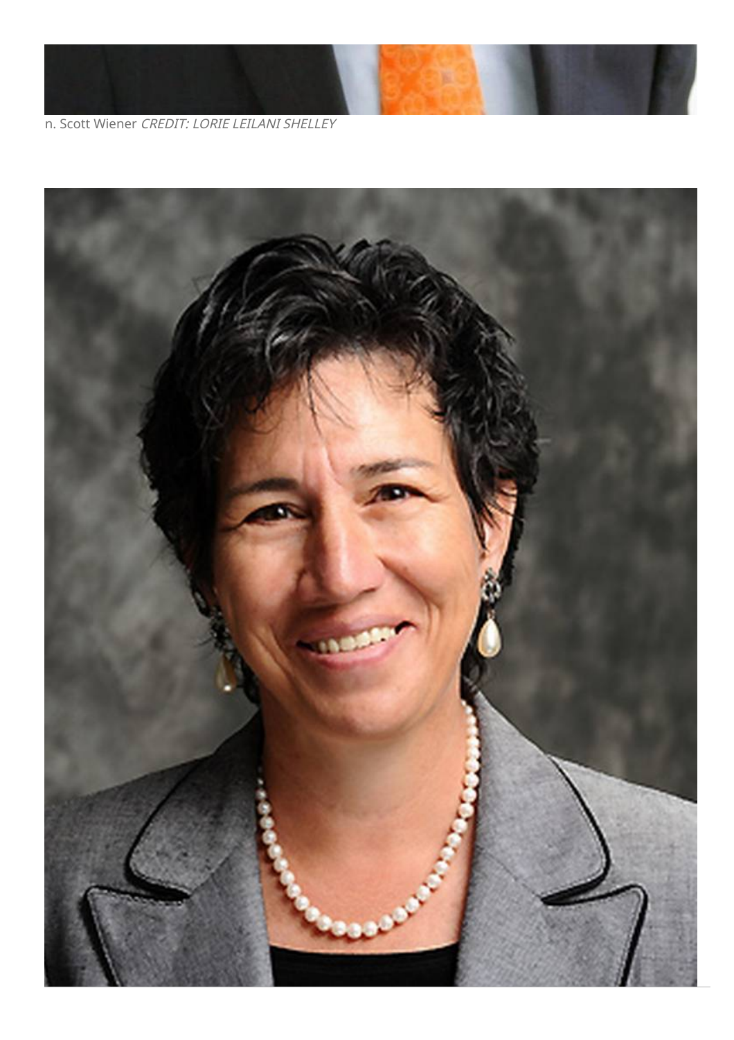n. Scott Wiener *CREDIT: LORIE LEILANI SHELLEY*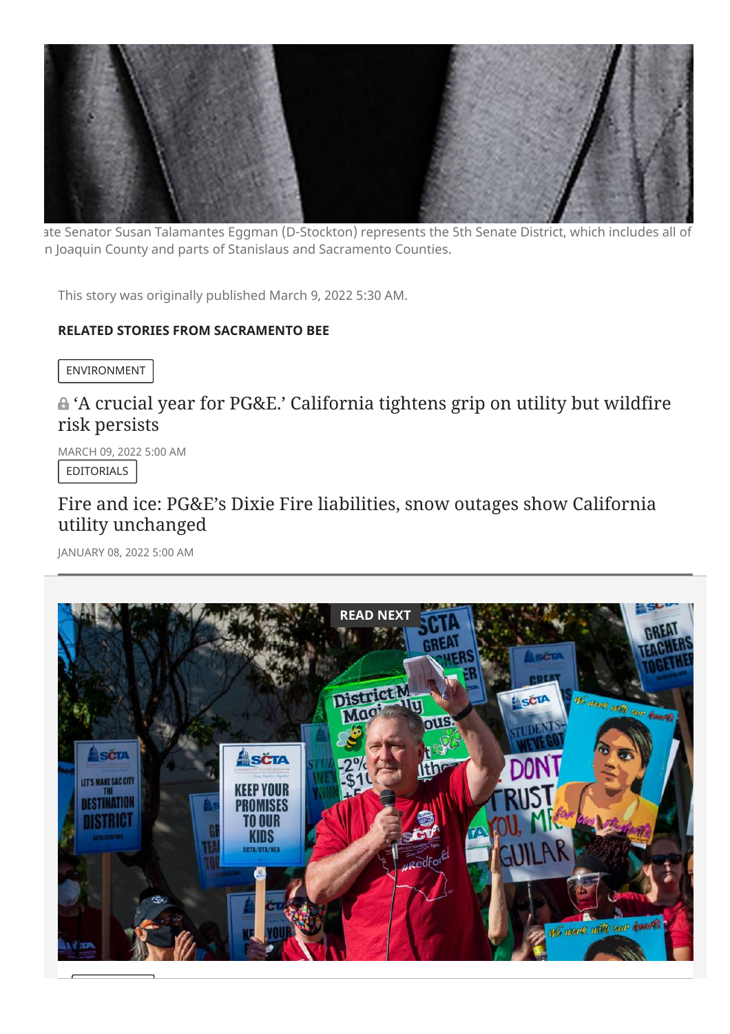ate Senator Susan Talamantes Eggman (D-Stockton) represents the 5th Senate District, which includes all of n Joaquin County and parts of Stanislaus and Sacramento Counties.

This story was originally published March 9, 2022 5:30 AM.

**RELATED STORIES FROM SACRAMENTO BEE**

ENVIRONMENT

### ‘A crucial year for PG&E.’ California tightens grip on utility but wildfire risk persists

MARCH 09, 2022 5:00 AM

EDITORIALS

### Fire and ice: PG&E’s Dixie Fire liabilities, snow outages show California utility unchanged

JANUARY 08, 2022 5:00 AM

READ NEXT